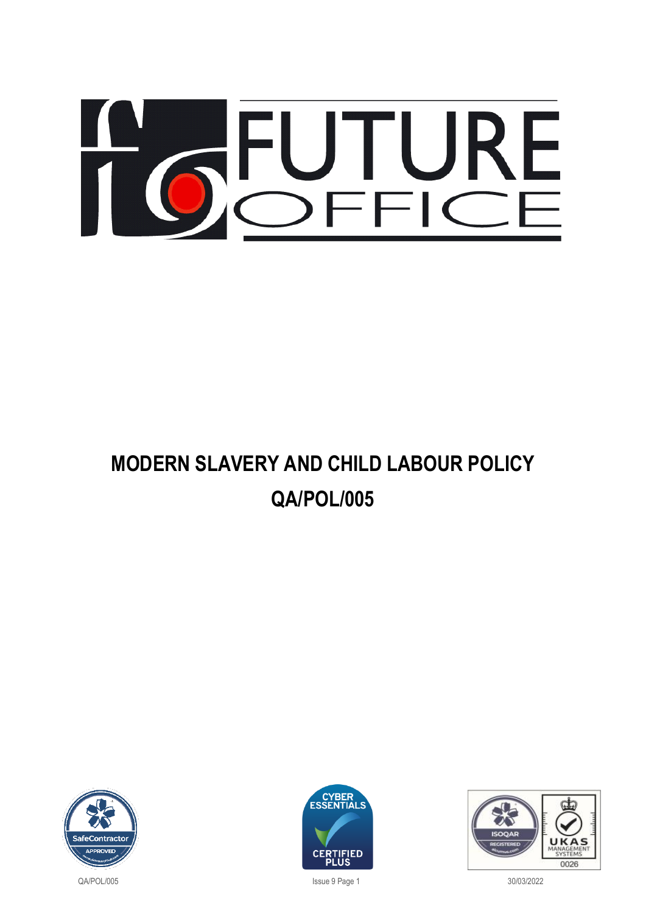# MODERN SLAVERY AND CHILD LABOUR POLICY

# QA/POL/005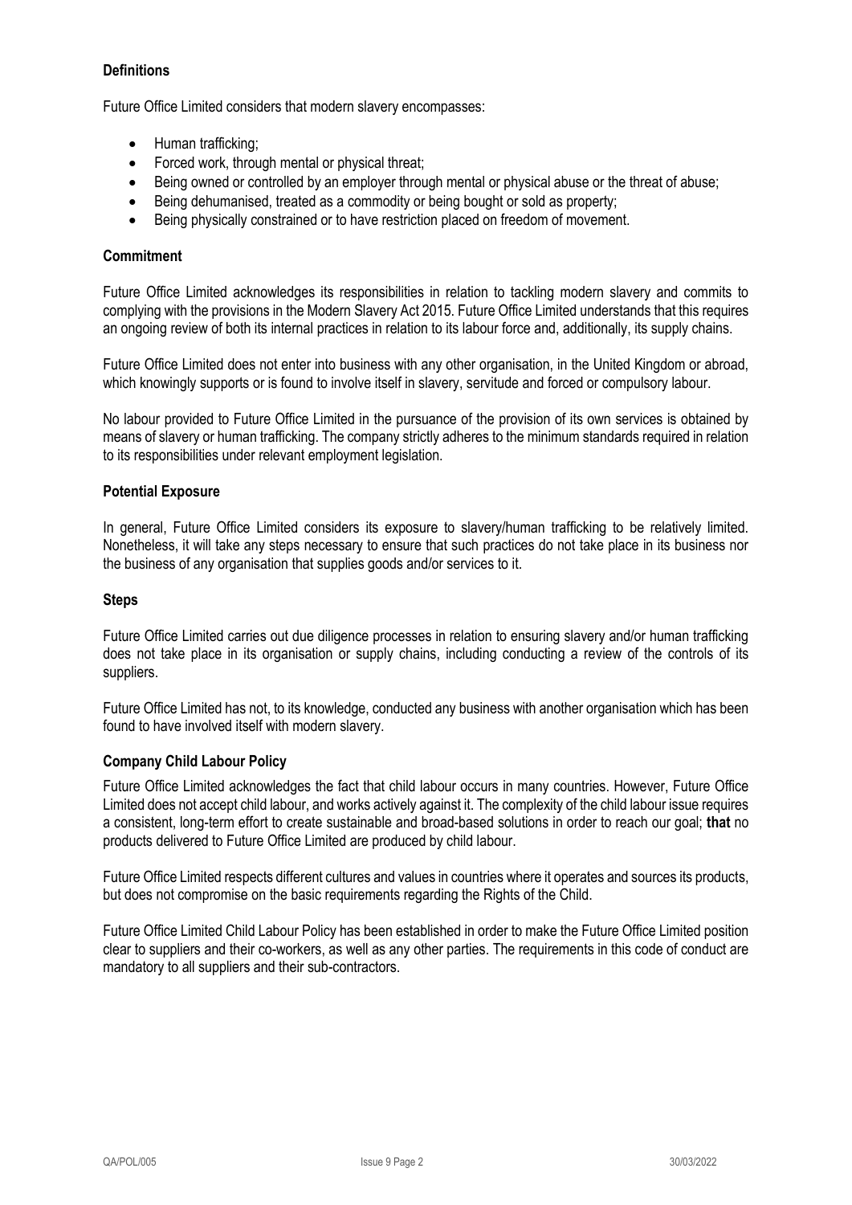**Definitions**

Future Office Limited considers that modern slavery encompasses:

- Human trafficking;
- Forced work, through mental or physical threat;
- Being owned or controlled by an employer through mental or physical abuse or the threat of abuse;
- Being dehumanised, treated as a commodity or being bought or sold as property;
- Being physically constrained or to have restriction placed on freedom of movement.

**Commitment**

Future Office Limited acknowledges its responsibilities in relation to tackling modern slavery and commits to complying with the provisions in the Modern Slavery Act 2015. Future Office Limited understands that this requires an ongoing review of both its internal practices in relation to its labour force and, additionally, its supply chains.

Future Office Limited does not enter into business with any other organisation, in the United Kingdom or abroad, which knowingly supports or is found to involve itself in slavery, servitude and forced or compulsory labour.

No labour provided to Future Office Limited in the pursuance of the provision of its own services is obtained by means of slavery or human trafficking. The company strictly adheres to the minimum standards required in relation to its responsibilities under relevant employment legislation.

**Potential Exposure**

In general, Future Office Limited considers its exposure to slavery/human trafficking to be relatively limited. Nonetheless, it will take any steps necessary to ensure that such practices do not take place in its business nor the business of any organisation that supplies goods and/or services to it.

**Steps**

Future Office Limited carries out due diligence processes in relation to ensuring slavery and/or human trafficking does not take place in its organisation or supply chains, including conducting a review of the controls of its suppliers.

Future Office Limited has not, to its knowledge, conducted any business with another organisation which has been found to have involved itself with modern slavery.

**Company Child Labour Policy**

Future Office Limited acknowledges the fact that child labour occurs in many countries. However, Future Office Limited does not accept child labour, and works actively against it. The complexity of the child labour issue requires a consistent, long-term effort to create sustainable and broad-based solutions in order to reach our goal; **that** no products delivered to Future Office Limited are produced by child labour.

Future Office Limited respects different cultures and values in countries where it operates and sources its products, but does not compromise on the basic requirements regarding the Rights of the Child.

Future Office Limited Child Labour Policy has been established in order to make the Future Office Limited position clear to suppliers and their co-workers, as well as any other parties. The requirements in this code of conduct are mandatory to all suppliers and their sub-contractors.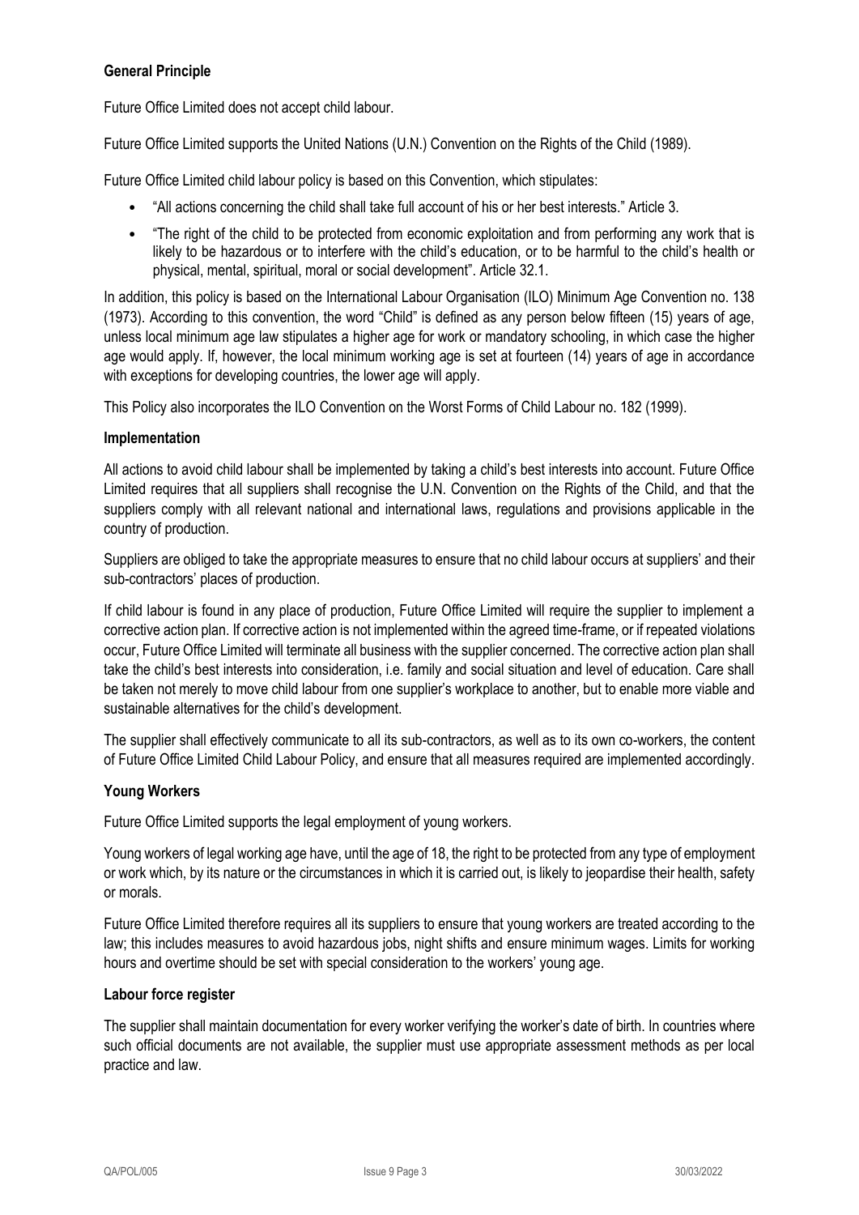**General Principle**

Future Office Limited does not accept child labour.

Future Office Limited supports the United Nations (U.N.) Convention on the Rights of the Child (1989).

Future Office Limited child labour policy is based on this Convention, which stipulates:

- "All actions concerning the child shall take full account of his or her best interests." Article 3.
- "The right of the child to be protected from economic exploitation and from performing any work that is likely to be hazardous or to interfere with the child's education, or to be harmful to the child's health or physical, mental, spiritual, moral or social development". Article 32.1.

In addition, this policy is based on the International Labour Organisation (ILO) Minimum Age Convention no. 138 (1973). According to this convention, the word "Child" is defined as any person below fifteen (15) years of age, unless local minimum age law stipulates a higher age for work or mandatory schooling, in which case the higher age would apply. If, however, the local minimum working age is set at fourteen (14) years of age in accordance with exceptions for developing countries, the lower age will apply.

This Policy also incorporates the ILO Convention on the Worst Forms of Child Labour no. 182 (1999).

**Implementation**

All actions to avoid child labour shall be implemented by taking a child's best interests into account. Future Office Limited requires that all suppliers shall recognise the U.N. Convention on the Rights of the Child, and that the suppliers comply with all relevant national and international laws, regulations and provisions applicable in the country of production.

Suppliers are obliged to take the appropriate measures to ensure that no child labour occurs at suppliers' and their sub-contractors' places of production.

If child labour is found in any place of production, Future Office Limited will require the supplier to implement a corrective action plan. If corrective action is not implemented within the agreed time-frame, or if repeated violations occur, Future Office Limited will terminate all business with the supplier concerned. The corrective action plan shall take the child's best interests into consideration, i.e. family and social situation and level of education. Care shall be taken not merely to move child labour from one supplier's workplace to another, but to enable more viable and sustainable alternatives for the child's development.

The supplier shall effectively communicate to all its sub-contractors, as well as to its own co-workers, the content of Future Office Limited Child Labour Policy, and ensure that all measures required are implemented accordingly.

**Young Workers**

Future Office Limited supports the legal employment of young workers.

Young workers of legal working age have, until the age of 18, the right to be protected from any type of employment or work which, by its nature or the circumstances in which it is carried out, is likely to jeopardise their health, safety or morals.

Future Office Limited therefore requires all its suppliers to ensure that young workers are treated according to the law; this includes measures to avoid hazardous jobs, night shifts and ensure minimum wages. Limits for working hours and overtime should be set with special consideration to the workers' young age.

**Labour force register**

The supplier shall maintain documentation for every worker verifying the worker's date of birth. In countries where such official documents are not available, the supplier must use appropriate assessment methods as per local practice and law.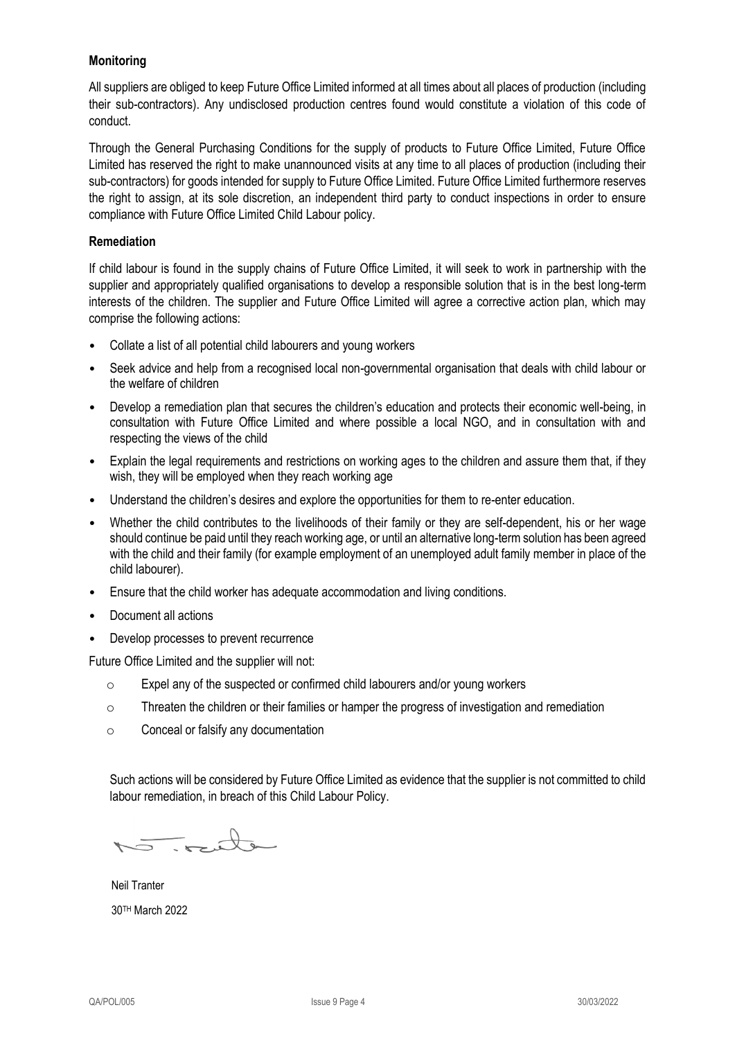## Monitoring

All suppliers are obliged to keep Future Office Limited informed at all times about all places of production (including their sub-contractors). Any undisclosed production centres found would constitute a violation of this code of conduct.

Through the General Purchasing Conditions for the supply of products to Future Office Limited, Future Office Limited has reserved the right to make unannounced visits at any time to all places of production (including their sub-contractors) for goods intended for supply to Future Office Limited. Future Office Limited furthermore reserves the right to assign, at its sole discretion, an independent third party to conduct inspections in order to ensure compliance with Future Office Limited Child Labour policy.

## Remediation

If child labour is found in the supply chains of Future Office Limited, it will seek to work in partnership with the supplier and appropriately qualified organisations to develop a responsible solution that is in the best long-term interests of the children. The supplier and Future Office Limited will agree a corrective action plan, which may comprise the following actions:

- Collate a list of all potential child labourers and young workers
- Seek advice and help from a recognised local non-governmental organisation that deals with child labour or the welfare of children
- Develop a remediation plan that secures the children's education and protects their economic well-being, in consultation with Future Office Limited and where possible a local NGO, and in consultation with and respecting the views of the child
- Explain the legal requirements and restrictions on working ages to the children and assure them that, if they wish, they will be employed when they reach working age
- Understand the children's desires and explore the opportunities for them to re-enter education.
- Whether the child contributes to the livelihoods of their family or they are self-dependent, his or her wage should continue be paid until they reach working age, or until an alternative long-term solution has been agreed with the child and their family (for example employment of an unemployed adult family member in place of the child labourer).
- Ensure that the child worker has adequate accommodation and living conditions.
- Document all actions
- Develop processes to prevent recurrence

Future Office Limited and the supplier will not:

- Expel any of the suspected or confirmed child labourers and/or young workers
- Threaten the children or their families or hamper the progress of investigation and remediation
- Conceal or falsify any documentation

Such actions will be considered by Future Office Limited as evidence that the supplier is not committed to child labour remediation, in breach of this Child Labour Policy.

Neil Tranter

30TH March 2022